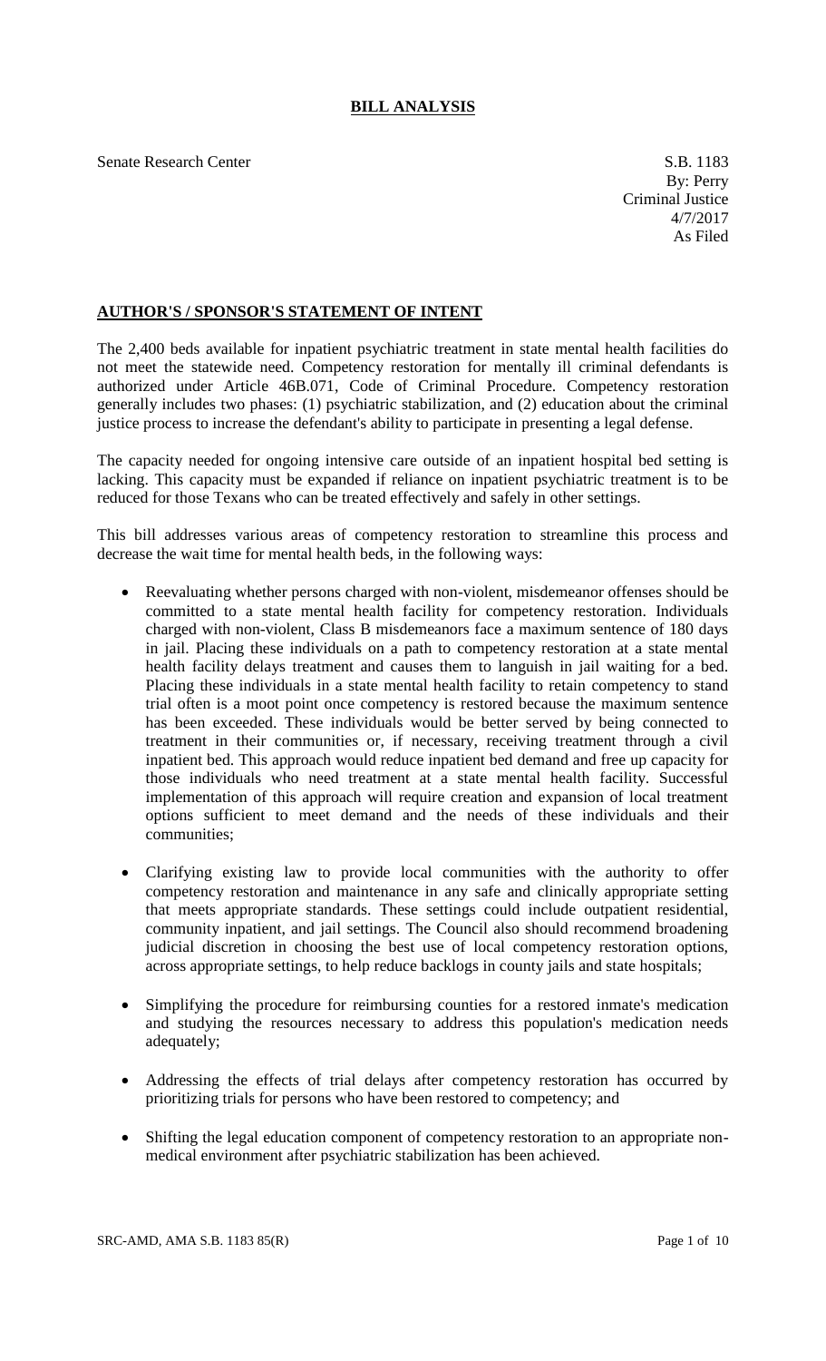# BILL ANALYSIS

Senate Research Center

S.B. 1183
By: Perry
Criminal Justice
4/7/2017
As Filed

## AUTHOR'S / SPONSOR'S STATEMENT OF INTENT

The 2,400 beds available for inpatient psychiatric treatment in state mental health facilities do not meet the statewide need. Competency restoration for mentally ill criminal defendants is authorized under Article 46B.071, Code of Criminal Procedure. Competency restoration generally includes two phases: (1) psychiatric stabilization, and (2) education about the criminal justice process to increase the defendant's ability to participate in presenting a legal defense.

The capacity needed for ongoing intensive care outside of an inpatient hospital bed setting is lacking. This capacity must be expanded if reliance on inpatient psychiatric treatment is to be reduced for those Texans who can be treated effectively and safely in other settings.

This bill addresses various areas of competency restoration to streamline this process and decrease the wait time for mental health beds, in the following ways:

- Reevaluating whether persons charged with non-violent, misdemeanor offenses should be committed to a state mental health facility for competency restoration. Individuals charged with non-violent, Class B misdemeanors face a maximum sentence of 180 days in jail. Placing these individuals on a path to competency restoration at a state mental health facility delays treatment and causes them to languish in jail waiting for a bed. Placing these individuals in a state mental health facility to retain competency to stand trial often is a moot point once competency is restored because the maximum sentence has been exceeded. These individuals would be better served by being connected to treatment in their communities or, if necessary, receiving treatment through a civil inpatient bed. This approach would reduce inpatient bed demand and free up capacity for those individuals who need treatment at a state mental health facility. Successful implementation of this approach will require creation and expansion of local treatment options sufficient to meet demand and the needs of these individuals and their communities;
- Clarifying existing law to provide local communities with the authority to offer competency restoration and maintenance in any safe and clinically appropriate setting that meets appropriate standards. These settings could include outpatient residential, community inpatient, and jail settings. The Council also should recommend broadening judicial discretion in choosing the best use of local competency restoration options, across appropriate settings, to help reduce backlogs in county jails and state hospitals;
- Simplifying the procedure for reimbursing counties for a restored inmate's medication and studying the resources necessary to address this population's medication needs adequately;
- Addressing the effects of trial delays after competency restoration has occurred by prioritizing trials for persons who have been restored to competency; and
- Shifting the legal education component of competency restoration to an appropriate non-medical environment after psychiatric stabilization has been achieved.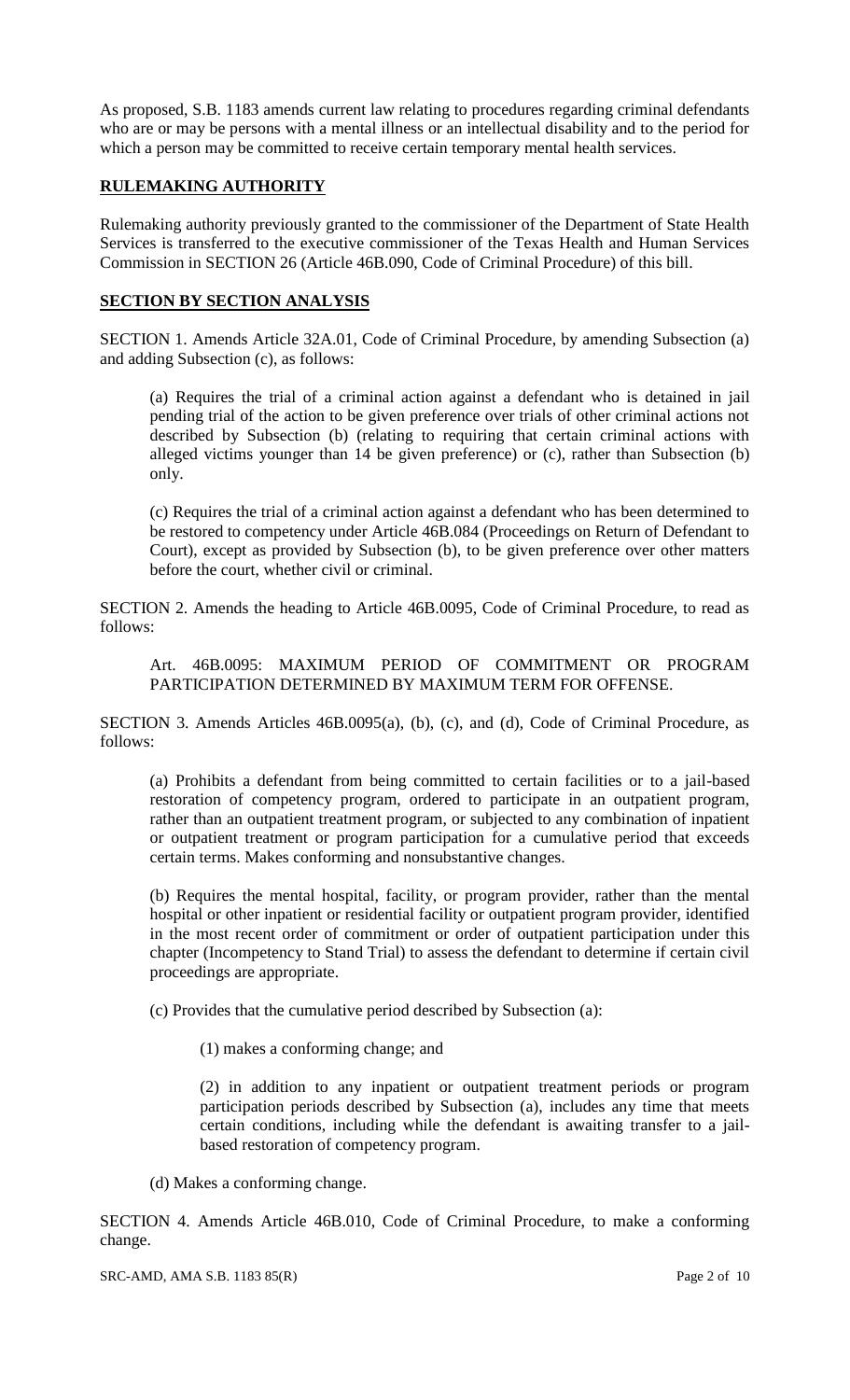As proposed, S.B. 1183 amends current law relating to procedures regarding criminal defendants who are or may be persons with a mental illness or an intellectual disability and to the period for which a person may be committed to receive certain temporary mental health services.

## RULEMAKING AUTHORITY

Rulemaking authority previously granted to the commissioner of the Department of State Health Services is transferred to the executive commissioner of the Texas Health and Human Services Commission in SECTION 26 (Article 46B.090, Code of Criminal Procedure) of this bill.

## SECTION BY SECTION ANALYSIS

SECTION 1. Amends Article 32A.01, Code of Criminal Procedure, by amending Subsection (a) and adding Subsection (c), as follows:

> (a) Requires the trial of a criminal action against a defendant who is detained in jail pending trial of the action to be given preference over trials of other criminal actions not described by Subsection (b) (relating to requiring that certain criminal actions with alleged victims younger than 14 be given preference) or (c), rather than Subsection (b) only.
>
> (c) Requires the trial of a criminal action against a defendant who has been determined to be restored to competency under Article 46B.084 (Proceedings on Return of Defendant to Court), except as provided by Subsection (b), to be given preference over other matters before the court, whether civil or criminal.

SECTION 2. Amends the heading to Article 46B.0095, Code of Criminal Procedure, to read as follows:

> Art. 46B.0095: MAXIMUM PERIOD OF COMMITMENT OR PROGRAM PARTICIPATION DETERMINED BY MAXIMUM TERM FOR OFFENSE.

SECTION 3. Amends Articles 46B.0095(a), (b), (c), and (d), Code of Criminal Procedure, as follows:

> (a) Prohibits a defendant from being committed to certain facilities or to a jail-based restoration of competency program, ordered to participate in an outpatient program, rather than an outpatient treatment program, or subjected to any combination of inpatient or outpatient treatment or program participation for a cumulative period that exceeds certain terms. Makes conforming and nonsubstantive changes.
>
> (b) Requires the mental hospital, facility, or program provider, rather than the mental hospital or other inpatient or residential facility or outpatient program provider, identified in the most recent order of commitment or order of outpatient participation under this chapter (Incompetency to Stand Trial) to assess the defendant to determine if certain civil proceedings are appropriate.
>
> (c) Provides that the cumulative period described by Subsection (a):
>
> > (1) makes a conforming change; and
> >
> > (2) in addition to any inpatient or outpatient treatment periods or program participation periods described by Subsection (a), includes any time that meets certain conditions, including while the defendant is awaiting transfer to a jail-based restoration of competency program.
>
> (d) Makes a conforming change.

SECTION 4. Amends Article 46B.010, Code of Criminal Procedure, to make a conforming change.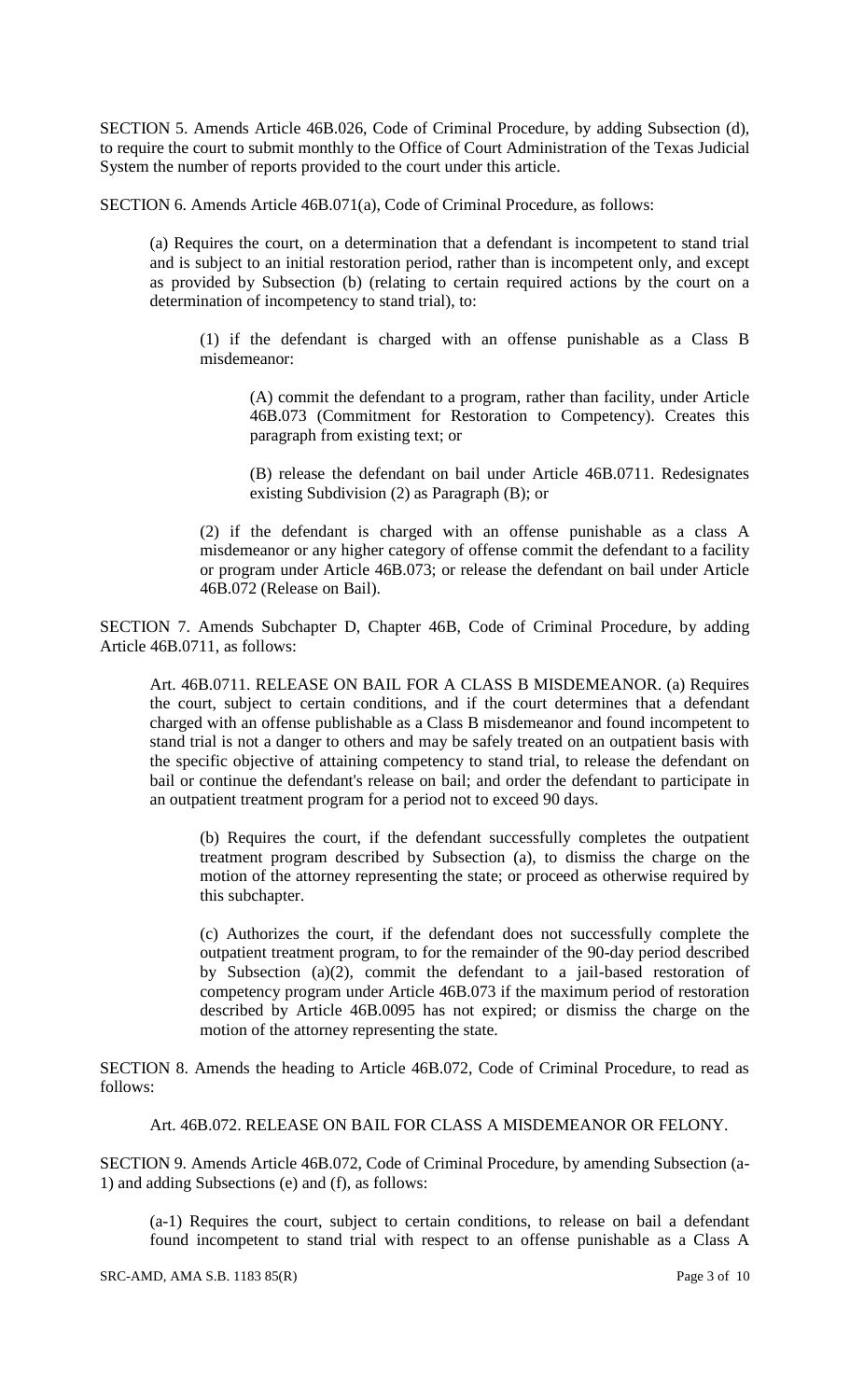SECTION 5. Amends Article 46B.026, Code of Criminal Procedure, by adding Subsection (d), to require the court to submit monthly to the Office of Court Administration of the Texas Judicial System the number of reports provided to the court under this article.

SECTION 6. Amends Article 46B.071(a), Code of Criminal Procedure, as follows:

> (a) Requires the court, on a determination that a defendant is incompetent to stand trial and is subject to an initial restoration period, rather than is incompetent only, and except as provided by Subsection (b) (relating to certain required actions by the court on a determination of incompetency to stand trial), to:
>
> > (1) if the defendant is charged with an offense punishable as a Class B misdemeanor:
> >
> > > (A) commit the defendant to a program, rather than facility, under Article 46B.073 (Commitment for Restoration to Competency). Creates this paragraph from existing text; or
> > >
> > > (B) release the defendant on bail under Article 46B.0711. Redesignates existing Subdivision (2) as Paragraph (B); or
> >
> > (2) if the defendant is charged with an offense punishable as a class A misdemeanor or any higher category of offense commit the defendant to a facility or program under Article 46B.073; or release the defendant on bail under Article 46B.072 (Release on Bail).

SECTION 7. Amends Subchapter D, Chapter 46B, Code of Criminal Procedure, by adding Article 46B.0711, as follows:

> Art. 46B.0711. RELEASE ON BAIL FOR A CLASS B MISDEMEANOR. (a) Requires the court, subject to certain conditions, and if the court determines that a defendant charged with an offense publishable as a Class B misdemeanor and found incompetent to stand trial is not a danger to others and may be safely treated on an outpatient basis with the specific objective of attaining competency to stand trial, to release the defendant on bail or continue the defendant's release on bail; and order the defendant to participate in an outpatient treatment program for a period not to exceed 90 days.
>
> > (b) Requires the court, if the defendant successfully completes the outpatient treatment program described by Subsection (a), to dismiss the charge on the motion of the attorney representing the state; or proceed as otherwise required by this subchapter.
> >
> > (c) Authorizes the court, if the defendant does not successfully complete the outpatient treatment program, to for the remainder of the 90-day period described by Subsection (a)(2), commit the defendant to a jail-based restoration of competency program under Article 46B.073 if the maximum period of restoration described by Article 46B.0095 has not expired; or dismiss the charge on the motion of the attorney representing the state.

SECTION 8. Amends the heading to Article 46B.072, Code of Criminal Procedure, to read as follows:

> Art. 46B.072. RELEASE ON BAIL FOR CLASS A MISDEMEANOR OR FELONY.

SECTION 9. Amends Article 46B.072, Code of Criminal Procedure, by amending Subsection (a-1) and adding Subsections (e) and (f), as follows:

> (a-1) Requires the court, subject to certain conditions, to release on bail a defendant found incompetent to stand trial with respect to an offense punishable as a Class A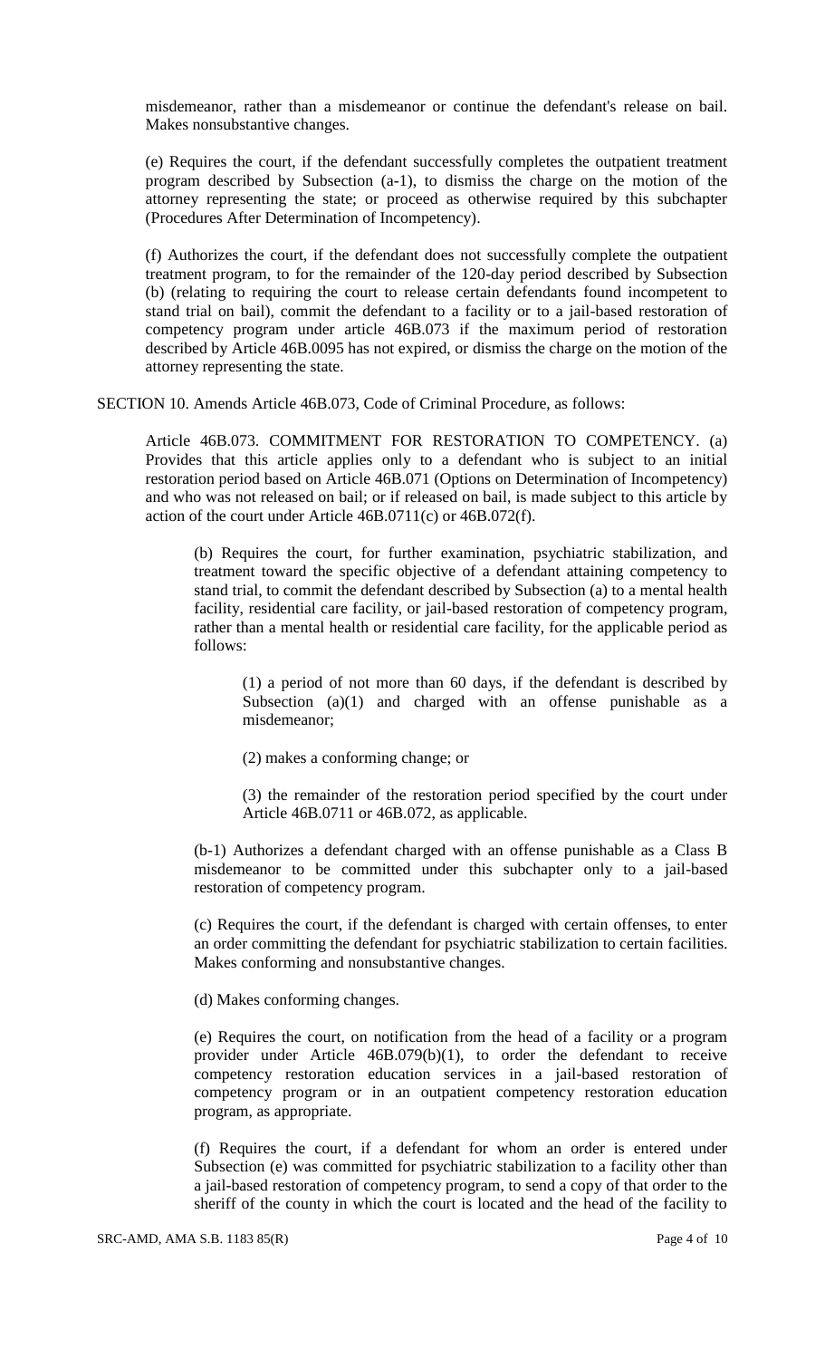misdemeanor, rather than a misdemeanor or continue the defendant's release on bail. Makes nonsubstantive changes.

(e) Requires the court, if the defendant successfully completes the outpatient treatment program described by Subsection (a-1), to dismiss the charge on the motion of the attorney representing the state; or proceed as otherwise required by this subchapter (Procedures After Determination of Incompetency).

(f) Authorizes the court, if the defendant does not successfully complete the outpatient treatment program, to for the remainder of the 120-day period described by Subsection (b) (relating to requiring the court to release certain defendants found incompetent to stand trial on bail), commit the defendant to a facility or to a jail-based restoration of competency program under article 46B.073 if the maximum period of restoration described by Article 46B.0095 has not expired, or dismiss the charge on the motion of the attorney representing the state.

SECTION 10. Amends Article 46B.073, Code of Criminal Procedure, as follows:

Article 46B.073. COMMITMENT FOR RESTORATION TO COMPETENCY. (a) Provides that this article applies only to a defendant who is subject to an initial restoration period based on Article 46B.071 (Options on Determination of Incompetency) and who was not released on bail; or if released on bail, is made subject to this article by action of the court under Article 46B.0711(c) or 46B.072(f).

(b) Requires the court, for further examination, psychiatric stabilization, and treatment toward the specific objective of a defendant attaining competency to stand trial, to commit the defendant described by Subsection (a) to a mental health facility, residential care facility, or jail-based restoration of competency program, rather than a mental health or residential care facility, for the applicable period as follows:

(1) a period of not more than 60 days, if the defendant is described by Subsection (a)(1) and charged with an offense punishable as a misdemeanor;

(2) makes a conforming change; or

(3) the remainder of the restoration period specified by the court under Article 46B.0711 or 46B.072, as applicable.

(b-1) Authorizes a defendant charged with an offense punishable as a Class B misdemeanor to be committed under this subchapter only to a jail-based restoration of competency program.

(c) Requires the court, if the defendant is charged with certain offenses, to enter an order committing the defendant for psychiatric stabilization to certain facilities. Makes conforming and nonsubstantive changes.

(d) Makes conforming changes.

(e) Requires the court, on notification from the head of a facility or a program provider under Article 46B.079(b)(1), to order the defendant to receive competency restoration education services in a jail-based restoration of competency program or in an outpatient competency restoration education program, as appropriate.

(f) Requires the court, if a defendant for whom an order is entered under Subsection (e) was committed for psychiatric stabilization to a facility other than a jail-based restoration of competency program, to send a copy of that order to the sheriff of the county in which the court is located and the head of the facility to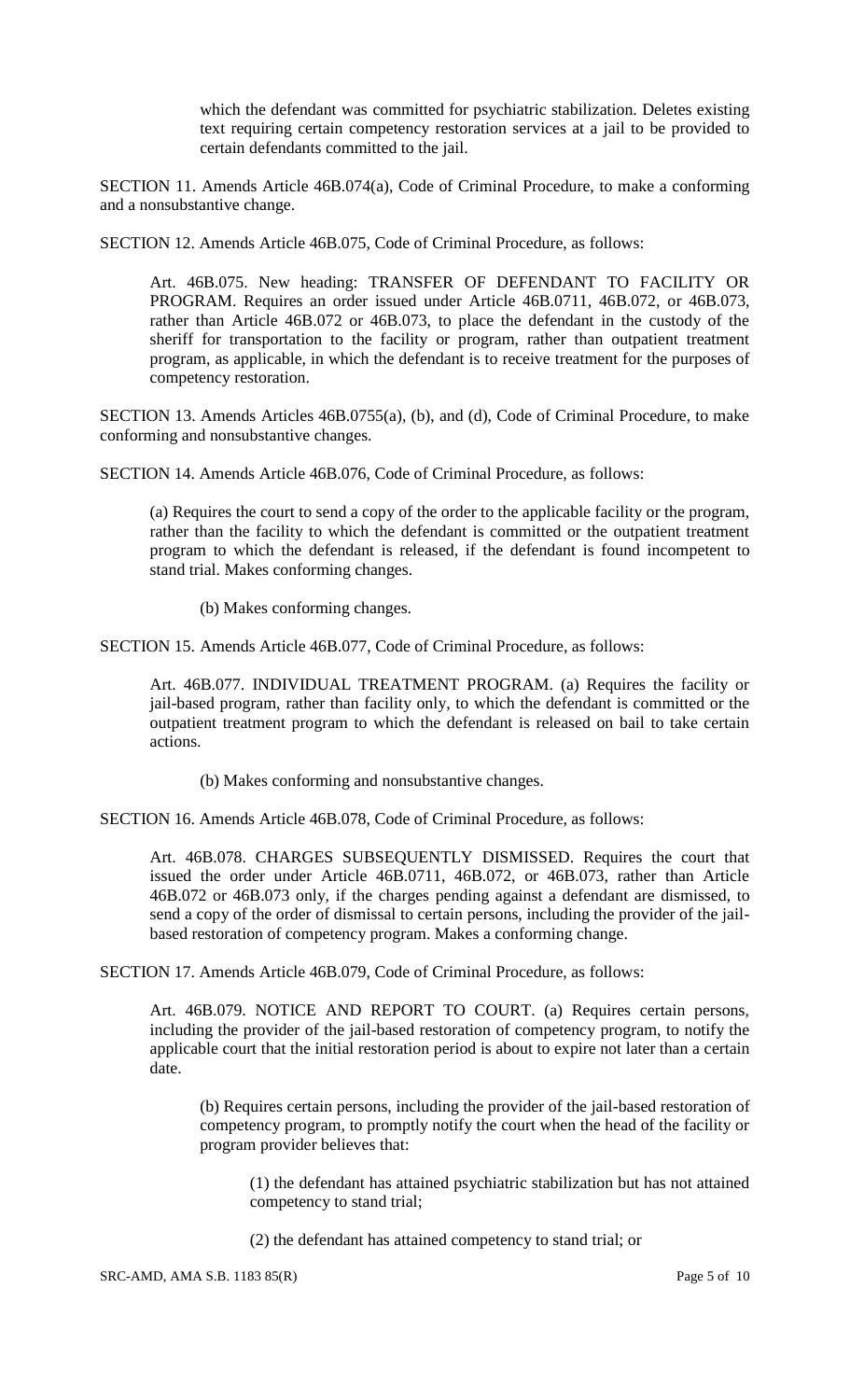which the defendant was committed for psychiatric stabilization. Deletes existing text requiring certain competency restoration services at a jail to be provided to certain defendants committed to the jail.

SECTION 11. Amends Article 46B.074(a), Code of Criminal Procedure, to make a conforming and a nonsubstantive change.

SECTION 12. Amends Article 46B.075, Code of Criminal Procedure, as follows:

Art. 46B.075. New heading: TRANSFER OF DEFENDANT TO FACILITY OR PROGRAM. Requires an order issued under Article 46B.0711, 46B.072, or 46B.073, rather than Article 46B.072 or 46B.073, to place the defendant in the custody of the sheriff for transportation to the facility or program, rather than outpatient treatment program, as applicable, in which the defendant is to receive treatment for the purposes of competency restoration.

SECTION 13. Amends Articles 46B.0755(a), (b), and (d), Code of Criminal Procedure, to make conforming and nonsubstantive changes.

SECTION 14. Amends Article 46B.076, Code of Criminal Procedure, as follows:

(a) Requires the court to send a copy of the order to the applicable facility or the program, rather than the facility to which the defendant is committed or the outpatient treatment program to which the defendant is released, if the defendant is found incompetent to stand trial. Makes conforming changes.

(b) Makes conforming changes.

SECTION 15. Amends Article 46B.077, Code of Criminal Procedure, as follows:

Art. 46B.077. INDIVIDUAL TREATMENT PROGRAM. (a) Requires the facility or jail-based program, rather than facility only, to which the defendant is committed or the outpatient treatment program to which the defendant is released on bail to take certain actions.

(b) Makes conforming and nonsubstantive changes.

SECTION 16. Amends Article 46B.078, Code of Criminal Procedure, as follows:

Art. 46B.078. CHARGES SUBSEQUENTLY DISMISSED. Requires the court that issued the order under Article 46B.0711, 46B.072, or 46B.073, rather than Article 46B.072 or 46B.073 only, if the charges pending against a defendant are dismissed, to send a copy of the order of dismissal to certain persons, including the provider of the jail-based restoration of competency program. Makes a conforming change.

SECTION 17. Amends Article 46B.079, Code of Criminal Procedure, as follows:

Art. 46B.079. NOTICE AND REPORT TO COURT. (a) Requires certain persons, including the provider of the jail-based restoration of competency program, to notify the applicable court that the initial restoration period is about to expire not later than a certain date.

(b) Requires certain persons, including the provider of the jail-based restoration of competency program, to promptly notify the court when the head of the facility or program provider believes that:

(1) the defendant has attained psychiatric stabilization but has not attained competency to stand trial;

(2) the defendant has attained competency to stand trial; or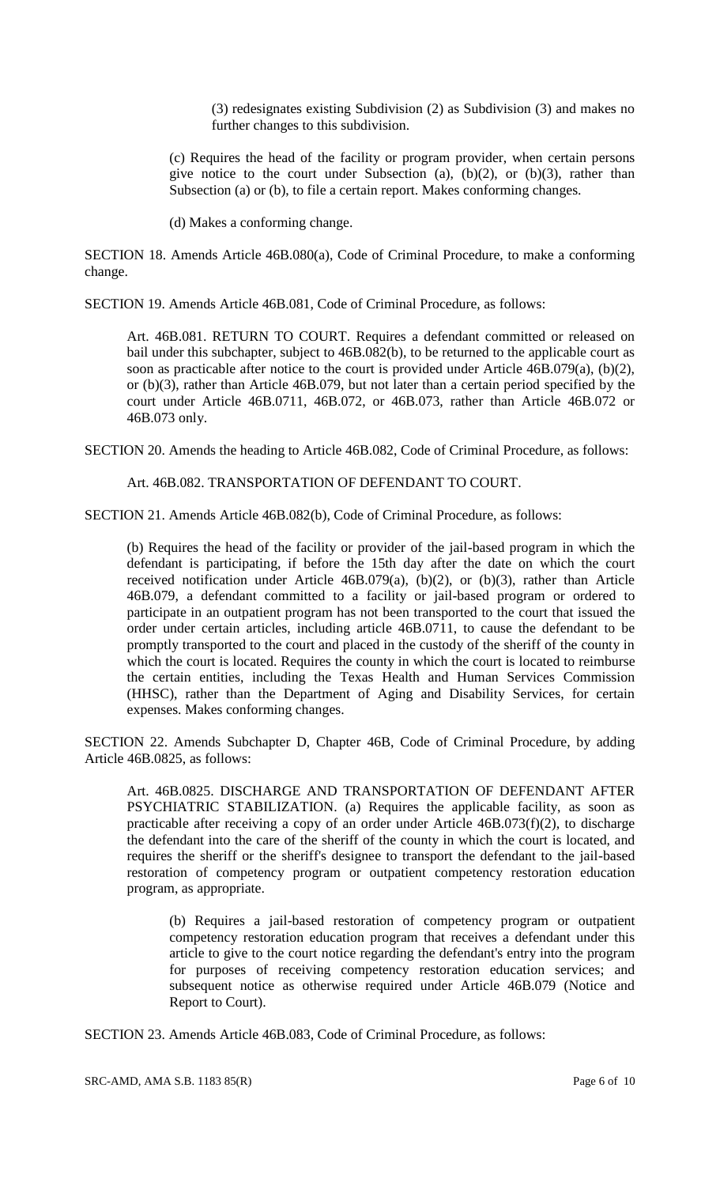(3) redesignates existing Subdivision (2) as Subdivision (3) and makes no further changes to this subdivision.

(c) Requires the head of the facility or program provider, when certain persons give notice to the court under Subsection (a), (b)(2), or (b)(3), rather than Subsection (a) or (b), to file a certain report. Makes conforming changes.

(d) Makes a conforming change.

SECTION 18. Amends Article 46B.080(a), Code of Criminal Procedure, to make a conforming change.

SECTION 19. Amends Article 46B.081, Code of Criminal Procedure, as follows:

Art. 46B.081. RETURN TO COURT. Requires a defendant committed or released on bail under this subchapter, subject to 46B.082(b), to be returned to the applicable court as soon as practicable after notice to the court is provided under Article 46B.079(a), (b)(2), or (b)(3), rather than Article 46B.079, but not later than a certain period specified by the court under Article 46B.0711, 46B.072, or 46B.073, rather than Article 46B.072 or 46B.073 only.

SECTION 20. Amends the heading to Article 46B.082, Code of Criminal Procedure, as follows:

Art. 46B.082. TRANSPORTATION OF DEFENDANT TO COURT.

SECTION 21. Amends Article 46B.082(b), Code of Criminal Procedure, as follows:

(b) Requires the head of the facility or provider of the jail-based program in which the defendant is participating, if before the 15th day after the date on which the court received notification under Article 46B.079(a), (b)(2), or (b)(3), rather than Article 46B.079, a defendant committed to a facility or jail-based program or ordered to participate in an outpatient program has not been transported to the court that issued the order under certain articles, including article 46B.0711, to cause the defendant to be promptly transported to the court and placed in the custody of the sheriff of the county in which the court is located. Requires the county in which the court is located to reimburse the certain entities, including the Texas Health and Human Services Commission (HHSC), rather than the Department of Aging and Disability Services, for certain expenses. Makes conforming changes.

SECTION 22. Amends Subchapter D, Chapter 46B, Code of Criminal Procedure, by adding Article 46B.0825, as follows:

Art. 46B.0825. DISCHARGE AND TRANSPORTATION OF DEFENDANT AFTER PSYCHIATRIC STABILIZATION. (a) Requires the applicable facility, as soon as practicable after receiving a copy of an order under Article 46B.073(f)(2), to discharge the defendant into the care of the sheriff of the county in which the court is located, and requires the sheriff or the sheriff's designee to transport the defendant to the jail-based restoration of competency program or outpatient competency restoration education program, as appropriate.

(b) Requires a jail-based restoration of competency program or outpatient competency restoration education program that receives a defendant under this article to give to the court notice regarding the defendant's entry into the program for purposes of receiving competency restoration education services; and subsequent notice as otherwise required under Article 46B.079 (Notice and Report to Court).

SECTION 23. Amends Article 46B.083, Code of Criminal Procedure, as follows: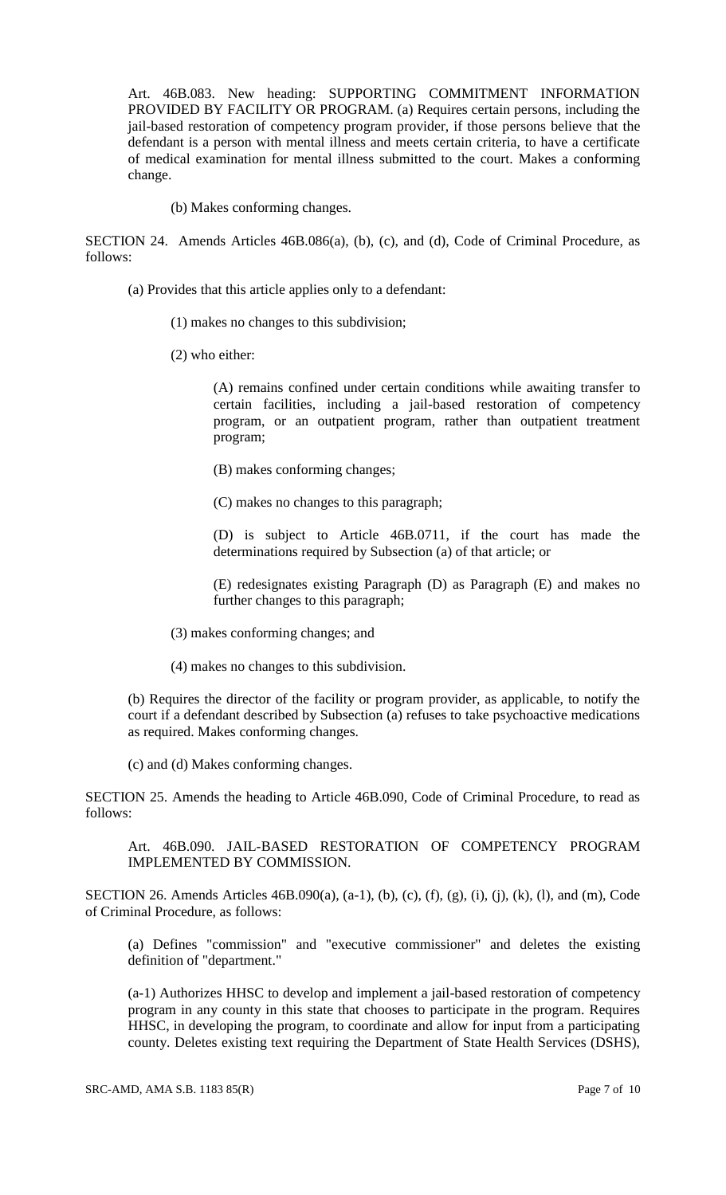Art. 46B.083. New heading: SUPPORTING COMMITMENT INFORMATION PROVIDED BY FACILITY OR PROGRAM. (a) Requires certain persons, including the jail-based restoration of competency program provider, if those persons believe that the defendant is a person with mental illness and meets certain criteria, to have a certificate of medical examination for mental illness submitted to the court. Makes a conforming change.

(b) Makes conforming changes.

SECTION 24. Amends Articles 46B.086(a), (b), (c), and (d), Code of Criminal Procedure, as follows:

(a) Provides that this article applies only to a defendant:

(1) makes no changes to this subdivision;

(2) who either:

(A) remains confined under certain conditions while awaiting transfer to certain facilities, including a jail-based restoration of competency program, or an outpatient program, rather than outpatient treatment program;

(B) makes conforming changes;

(C) makes no changes to this paragraph;

(D) is subject to Article 46B.0711, if the court has made the determinations required by Subsection (a) of that article; or

(E) redesignates existing Paragraph (D) as Paragraph (E) and makes no further changes to this paragraph;

(3) makes conforming changes; and

(4) makes no changes to this subdivision.

(b) Requires the director of the facility or program provider, as applicable, to notify the court if a defendant described by Subsection (a) refuses to take psychoactive medications as required. Makes conforming changes.

(c) and (d) Makes conforming changes.

SECTION 25. Amends the heading to Article 46B.090, Code of Criminal Procedure, to read as follows:

Art. 46B.090. JAIL-BASED RESTORATION OF COMPETENCY PROGRAM IMPLEMENTED BY COMMISSION.

SECTION 26. Amends Articles 46B.090(a), (a-1), (b), (c), (f), (g), (i), (j), (k), (l), and (m), Code of Criminal Procedure, as follows:

(a) Defines "commission" and "executive commissioner" and deletes the existing definition of "department."

(a-1) Authorizes HHSC to develop and implement a jail-based restoration of competency program in any county in this state that chooses to participate in the program. Requires HHSC, in developing the program, to coordinate and allow for input from a participating county. Deletes existing text requiring the Department of State Health Services (DSHS),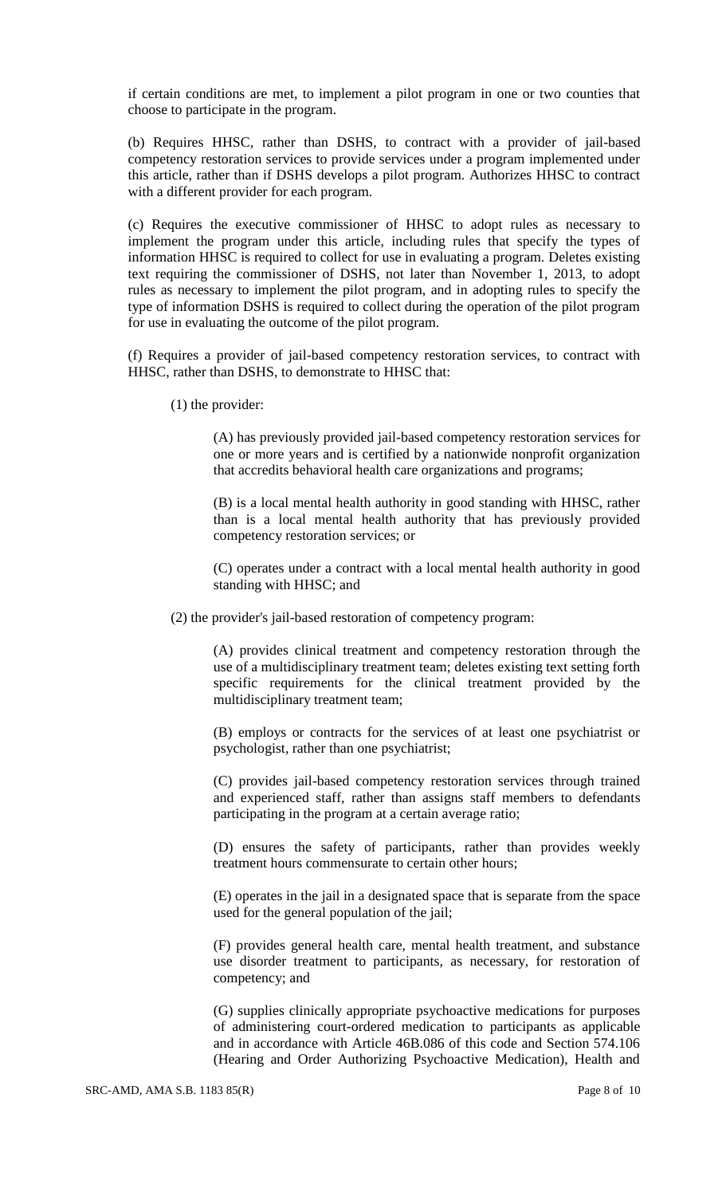if certain conditions are met, to implement a pilot program in one or two counties that choose to participate in the program.

(b) Requires HHSC, rather than DSHS, to contract with a provider of jail-based competency restoration services to provide services under a program implemented under this article, rather than if DSHS develops a pilot program. Authorizes HHSC to contract with a different provider for each program.

(c) Requires the executive commissioner of HHSC to adopt rules as necessary to implement the program under this article, including rules that specify the types of information HHSC is required to collect for use in evaluating a program. Deletes existing text requiring the commissioner of DSHS, not later than November 1, 2013, to adopt rules as necessary to implement the pilot program, and in adopting rules to specify the type of information DSHS is required to collect during the operation of the pilot program for use in evaluating the outcome of the pilot program.

(f) Requires a provider of jail-based competency restoration services, to contract with HHSC, rather than DSHS, to demonstrate to HHSC that:

(1) the provider:

(A) has previously provided jail-based competency restoration services for one or more years and is certified by a nationwide nonprofit organization that accredits behavioral health care organizations and programs;

(B) is a local mental health authority in good standing with HHSC, rather than is a local mental health authority that has previously provided competency restoration services; or

(C) operates under a contract with a local mental health authority in good standing with HHSC; and

(2) the provider's jail-based restoration of competency program:

(A) provides clinical treatment and competency restoration through the use of a multidisciplinary treatment team; deletes existing text setting forth specific requirements for the clinical treatment provided by the multidisciplinary treatment team;

(B) employs or contracts for the services of at least one psychiatrist or psychologist, rather than one psychiatrist;

(C) provides jail-based competency restoration services through trained and experienced staff, rather than assigns staff members to defendants participating in the program at a certain average ratio;

(D) ensures the safety of participants, rather than provides weekly treatment hours commensurate to certain other hours;

(E) operates in the jail in a designated space that is separate from the space used for the general population of the jail;

(F) provides general health care, mental health treatment, and substance use disorder treatment to participants, as necessary, for restoration of competency; and

(G) supplies clinically appropriate psychoactive medications for purposes of administering court-ordered medication to participants as applicable and in accordance with Article 46B.086 of this code and Section 574.106 (Hearing and Order Authorizing Psychoactive Medication), Health and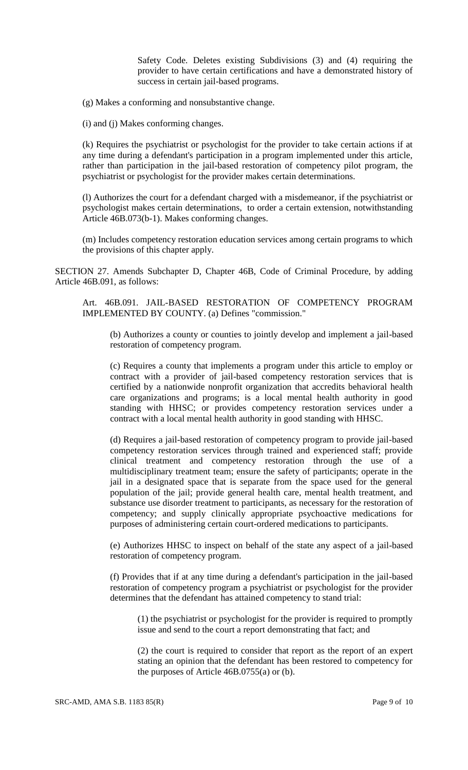Safety Code. Deletes existing Subdivisions (3) and (4) requiring the provider to have certain certifications and have a demonstrated history of success in certain jail-based programs.

(g) Makes a conforming and nonsubstantive change.

(i) and (j) Makes conforming changes.

(k) Requires the psychiatrist or psychologist for the provider to take certain actions if at any time during a defendant's participation in a program implemented under this article, rather than participation in the jail-based restoration of competency pilot program, the psychiatrist or psychologist for the provider makes certain determinations.

(l) Authorizes the court for a defendant charged with a misdemeanor, if the psychiatrist or psychologist makes certain determinations, to order a certain extension, notwithstanding Article 46B.073(b-1). Makes conforming changes.

(m) Includes competency restoration education services among certain programs to which the provisions of this chapter apply.

SECTION 27. Amends Subchapter D, Chapter 46B, Code of Criminal Procedure, by adding Article 46B.091, as follows:

Art. 46B.091. JAIL-BASED RESTORATION OF COMPETENCY PROGRAM IMPLEMENTED BY COUNTY. (a) Defines "commission."

(b) Authorizes a county or counties to jointly develop and implement a jail-based restoration of competency program.

(c) Requires a county that implements a program under this article to employ or contract with a provider of jail-based competency restoration services that is certified by a nationwide nonprofit organization that accredits behavioral health care organizations and programs; is a local mental health authority in good standing with HHSC; or provides competency restoration services under a contract with a local mental health authority in good standing with HHSC.

(d) Requires a jail-based restoration of competency program to provide jail-based competency restoration services through trained and experienced staff; provide clinical treatment and competency restoration through the use of a multidisciplinary treatment team; ensure the safety of participants; operate in the jail in a designated space that is separate from the space used for the general population of the jail; provide general health care, mental health treatment, and substance use disorder treatment to participants, as necessary for the restoration of competency; and supply clinically appropriate psychoactive medications for purposes of administering certain court-ordered medications to participants.

(e) Authorizes HHSC to inspect on behalf of the state any aspect of a jail-based restoration of competency program.

(f) Provides that if at any time during a defendant's participation in the jail-based restoration of competency program a psychiatrist or psychologist for the provider determines that the defendant has attained competency to stand trial:

(1) the psychiatrist or psychologist for the provider is required to promptly issue and send to the court a report demonstrating that fact; and

(2) the court is required to consider that report as the report of an expert stating an opinion that the defendant has been restored to competency for the purposes of Article 46B.0755(a) or (b).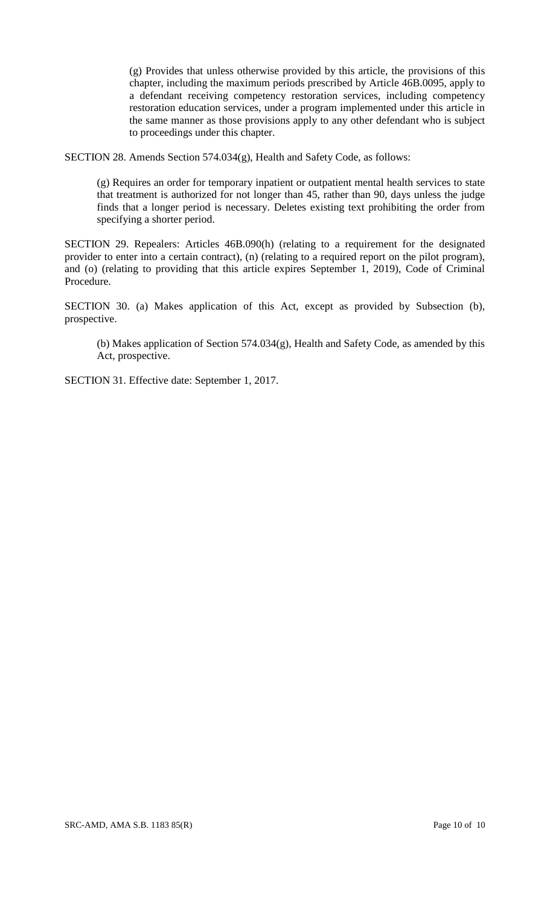(g) Provides that unless otherwise provided by this article, the provisions of this chapter, including the maximum periods prescribed by Article 46B.0095, apply to a defendant receiving competency restoration services, including competency restoration education services, under a program implemented under this article in the same manner as those provisions apply to any other defendant who is subject to proceedings under this chapter.

SECTION 28. Amends Section 574.034(g), Health and Safety Code, as follows:

(g) Requires an order for temporary inpatient or outpatient mental health services to state that treatment is authorized for not longer than 45, rather than 90, days unless the judge finds that a longer period is necessary. Deletes existing text prohibiting the order from specifying a shorter period.

SECTION 29. Repealers: Articles 46B.090(h) (relating to a requirement for the designated provider to enter into a certain contract), (n) (relating to a required report on the pilot program), and (o) (relating to providing that this article expires September 1, 2019), Code of Criminal Procedure.

SECTION 30. (a) Makes application of this Act, except as provided by Subsection (b), prospective.

(b) Makes application of Section 574.034(g), Health and Safety Code, as amended by this Act, prospective.

SECTION 31. Effective date: September 1, 2017.